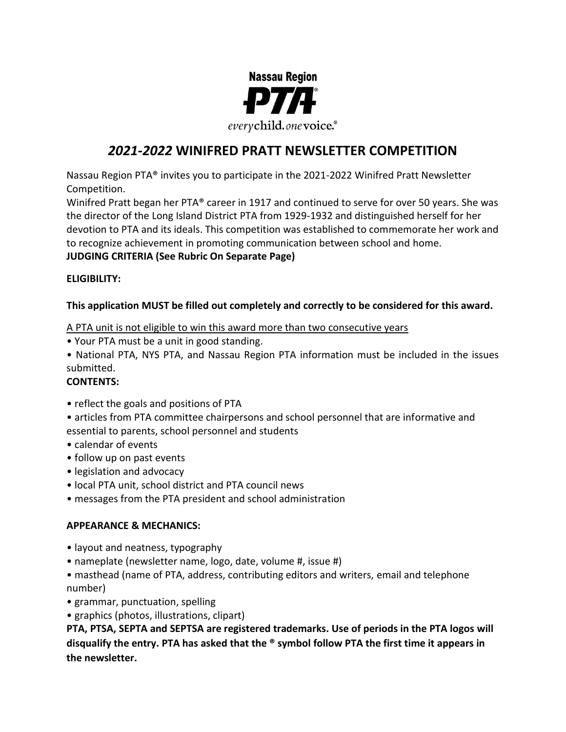Nassau Region

PTA®

*every*child. *one*voice.®

# *2021-2022* WINIFRED PRATT NEWSLETTER COMPETITION

Nassau Region PTA® invites you to participate in the 2021-2022 Winifred Pratt Newsletter Competition.

Winifred Pratt began her PTA® career in 1917 and continued to serve for over 50 years. She was the director of the Long Island District PTA from 1929-1932 and distinguished herself for her devotion to PTA and its ideals. This competition was established to commemorate her work and to recognize achievement in promoting communication between school and home.

**JUDGING CRITERIA (See Rubric On Separate Page)**

**ELIGIBILITY:**

**This application MUST be filled out completely and correctly to be considered for this award.**

<u>A PTA unit is not eligible to win this award more than two consecutive years</u>

- Your PTA must be a unit in good standing.
- National PTA, NYS PTA, and Nassau Region PTA information must be included in the issues submitted.

**CONTENTS:**

- reflect the goals and positions of PTA
- articles from PTA committee chairpersons and school personnel that are informative and essential to parents, school personnel and students
- calendar of events
- follow up on past events
- legislation and advocacy
- local PTA unit, school district and PTA council news
- messages from the PTA president and school administration

**APPEARANCE & MECHANICS:**

- layout and neatness, typography
- nameplate (newsletter name, logo, date, volume #, issue #)
- masthead (name of PTA, address, contributing editors and writers, email and telephone number)
- grammar, punctuation, spelling
- graphics (photos, illustrations, clipart)

**PTA, PTSA, SEPTA and SEPTSA are registered trademarks. Use of periods in the PTA logos will disqualify the entry. PTA has asked that the ® symbol follow PTA the first time it appears in the newsletter.**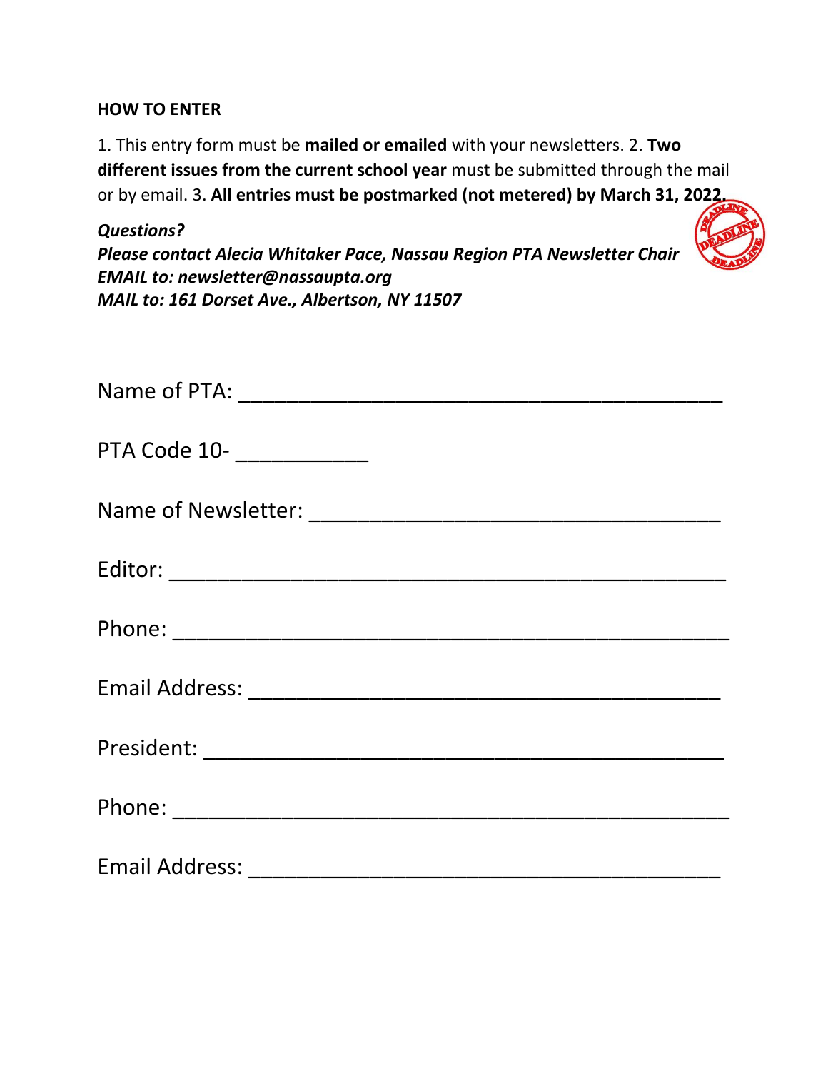**HOW TO ENTER**

1. This entry form must be **mailed or emailed** with your newsletters. 2. **Two different issues from the current school year** must be submitted through the mail or by email. 3. **All entries must be postmarked (not metered) by March 31, 2022.**

***Questions?***
***Please contact Alecia Whitaker Pace, Nassau Region PTA Newsletter Chair***
***EMAIL to: newsletter@nassaupta.org***
***MAIL to: 161 Dorset Ave., Albertson, NY 11507***

Name of PTA: ________________________________________

PTA Code 10- ___________

Name of Newsletter: __________________________________

Editor: ______________________________________________

Phone: ______________________________________________

Email Address: _______________________________________

President: ___________________________________________

Phone: ______________________________________________

Email Address: _______________________________________